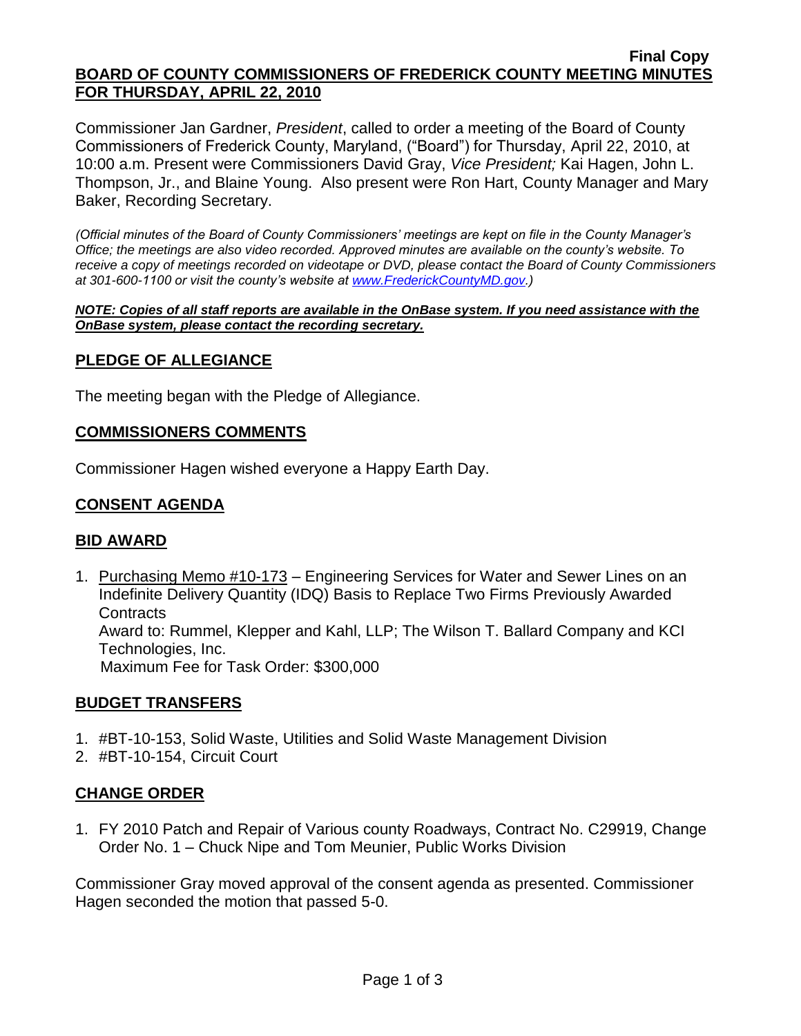**Final Copy**

**BOARD OF COUNTY COMMISSIONERS OF FREDERICK COUNTY MEETING MINUTES FOR THURSDAY, APRIL 22, 2010**

Commissioner Jan Gardner, *President*, called to order a meeting of the Board of County Commissioners of Frederick County, Maryland, ("Board") for Thursday, April 22, 2010, at 10:00 a.m. Present were Commissioners David Gray, *Vice President;* Kai Hagen, John L. Thompson, Jr., and Blaine Young. Also present were Ron Hart, County Manager and Mary Baker, Recording Secretary.

*(Official minutes of the Board of County Commissioners' meetings are kept on file in the County Manager's Office; the meetings are also video recorded. Approved minutes are available on the county's website. To receive a copy of meetings recorded on videotape or DVD, please contact the Board of County Commissioners at 301-600-1100 or visit the county's website at www.FrederickCountyMD.gov.)*

***NOTE: Copies of all staff reports are available in the OnBase system. If you need assistance with the OnBase system, please contact the recording secretary.***

## PLEDGE OF ALLEGIANCE

The meeting began with the Pledge of Allegiance.

## COMMISSIONERS COMMENTS

Commissioner Hagen wished everyone a Happy Earth Day.

## CONSENT AGENDA

## BID AWARD

1. Purchasing Memo #10-173 – Engineering Services for Water and Sewer Lines on an Indefinite Delivery Quantity (IDQ) Basis to Replace Two Firms Previously Awarded Contracts
   Award to: Rummel, Klepper and Kahl, LLP; The Wilson T. Ballard Company and KCI Technologies, Inc.
   Maximum Fee for Task Order: $300,000

## BUDGET TRANSFERS

1. #BT-10-153, Solid Waste, Utilities and Solid Waste Management Division
2. #BT-10-154, Circuit Court

## CHANGE ORDER

1. FY 2010 Patch and Repair of Various county Roadways, Contract No. C29919, Change Order No. 1 – Chuck Nipe and Tom Meunier, Public Works Division

Commissioner Gray moved approval of the consent agenda as presented. Commissioner Hagen seconded the motion that passed 5-0.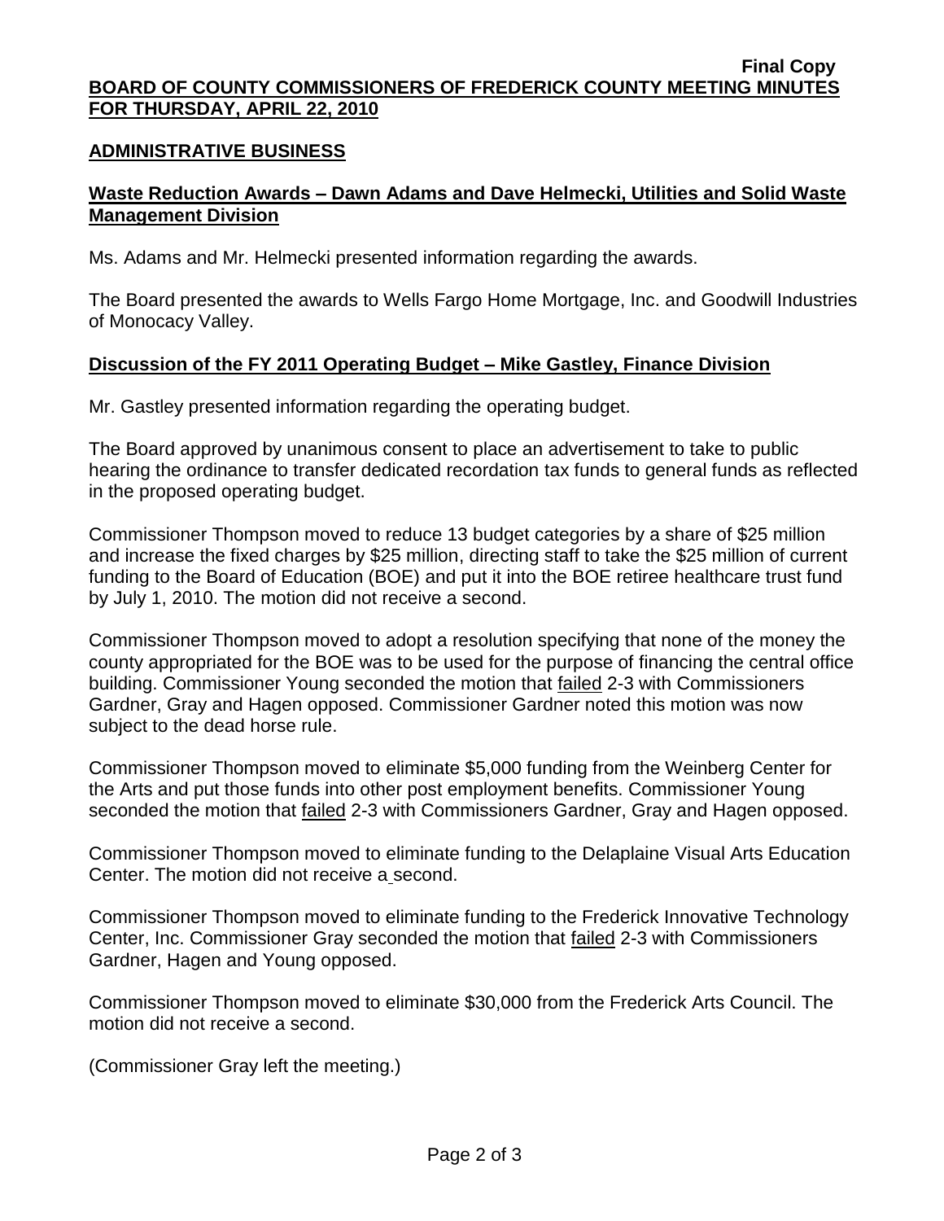**Final Copy**

**BOARD OF COUNTY COMMISSIONERS OF FREDERICK COUNTY MEETING MINUTES FOR THURSDAY, APRIL 22, 2010**

## ADMINISTRATIVE BUSINESS

### Waste Reduction Awards – Dawn Adams and Dave Helmecki, Utilities and Solid Waste Management Division

Ms. Adams and Mr. Helmecki presented information regarding the awards.

The Board presented the awards to Wells Fargo Home Mortgage, Inc. and Goodwill Industries of Monocacy Valley.

### Discussion of the FY 2011 Operating Budget – Mike Gastley, Finance Division

Mr. Gastley presented information regarding the operating budget.

The Board approved by unanimous consent to place an advertisement to take to public hearing the ordinance to transfer dedicated recordation tax funds to general funds as reflected in the proposed operating budget.

Commissioner Thompson moved to reduce 13 budget categories by a share of $25 million and increase the fixed charges by $25 million, directing staff to take the $25 million of current funding to the Board of Education (BOE) and put it into the BOE retiree healthcare trust fund by July 1, 2010. The motion did not receive a second.

Commissioner Thompson moved to adopt a resolution specifying that none of the money the county appropriated for the BOE was to be used for the purpose of financing the central office building. Commissioner Young seconded the motion that failed 2-3 with Commissioners Gardner, Gray and Hagen opposed. Commissioner Gardner noted this motion was now subject to the dead horse rule.

Commissioner Thompson moved to eliminate $5,000 funding from the Weinberg Center for the Arts and put those funds into other post employment benefits. Commissioner Young seconded the motion that failed 2-3 with Commissioners Gardner, Gray and Hagen opposed.

Commissioner Thompson moved to eliminate funding to the Delaplaine Visual Arts Education Center. The motion did not receive a second.

Commissioner Thompson moved to eliminate funding to the Frederick Innovative Technology Center, Inc. Commissioner Gray seconded the motion that failed 2-3 with Commissioners Gardner, Hagen and Young opposed.

Commissioner Thompson moved to eliminate $30,000 from the Frederick Arts Council. The motion did not receive a second.

(Commissioner Gray left the meeting.)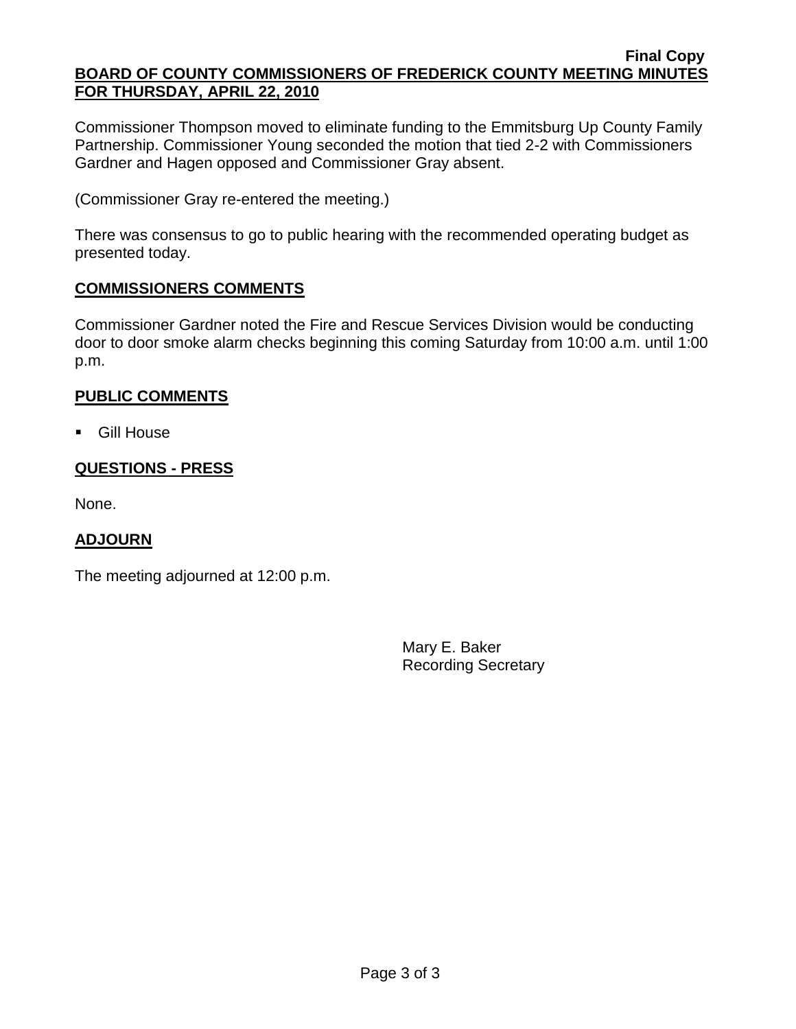Commissioner Thompson moved to eliminate funding to the Emmitsburg Up County Family Partnership. Commissioner Young seconded the motion that tied 2-2 with Commissioners Gardner and Hagen opposed and Commissioner Gray absent.

(Commissioner Gray re-entered the meeting.)

There was consensus to go to public hearing with the recommended operating budget as presented today.

## COMMISSIONERS COMMENTS

Commissioner Gardner noted the Fire and Rescue Services Division would be conducting door to door smoke alarm checks beginning this coming Saturday from 10:00 a.m. until 1:00 p.m.

## PUBLIC COMMENTS

- Gill House

## QUESTIONS - PRESS

None.

## ADJOURN

The meeting adjourned at 12:00 p.m.

Mary E. Baker
Recording Secretary